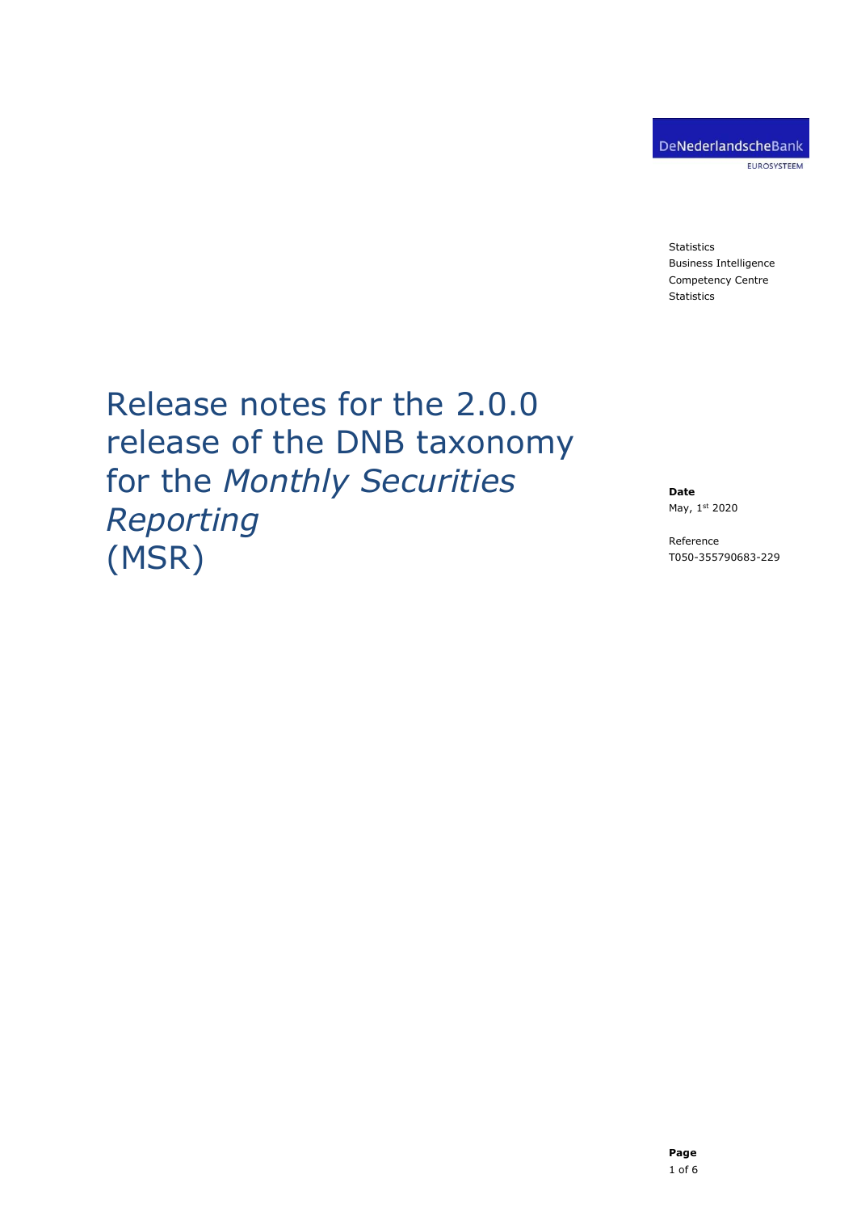DeNederlandscheBank

EUROSYSTEEM

Statistics
Business Intelligence
Competency Centre
Statistics

# Release notes for the 2.0.0 release of the DNB taxonomy for the *Monthly Securities Reporting* (MSR)

**Date**
May, 1st 2020

Reference
T050-355790683-229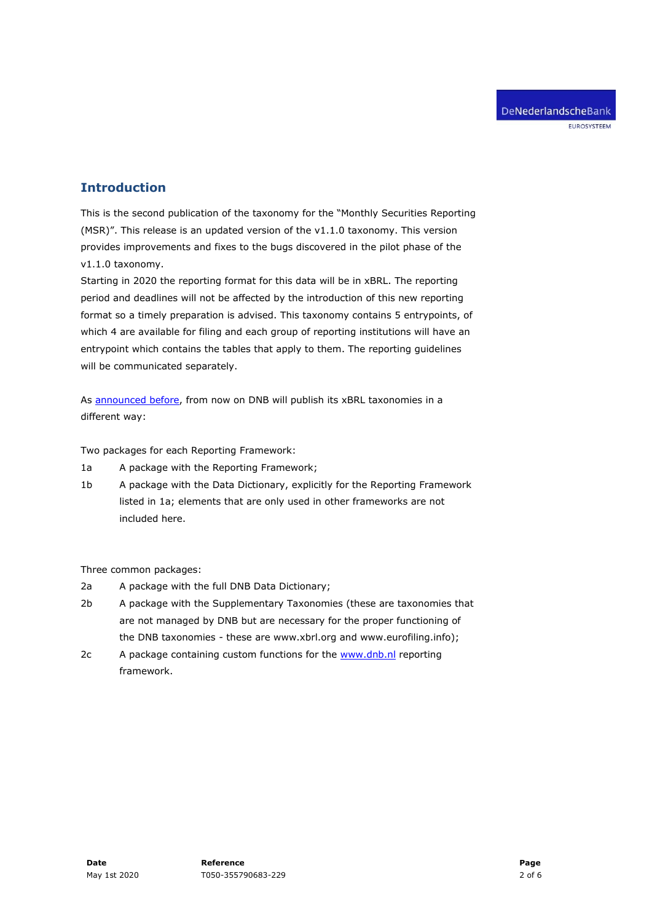## Introduction

This is the second publication of the taxonomy for the "Monthly Securities Reporting (MSR)". This release is an updated version of the v1.1.0 taxonomy. This version provides improvements and fixes to the bugs discovered in the pilot phase of the v1.1.0 taxonomy.
Starting in 2020 the reporting format for this data will be in xBRL. The reporting period and deadlines will not be affected by the introduction of this new reporting format so a timely preparation is advised. This taxonomy contains 5 entrypoints, of which 4 are available for filing and each group of reporting institutions will have an entrypoint which contains the tables that apply to them. The reporting guidelines will be communicated separately.

As announced before, from now on DNB will publish its xBRL taxonomies in a different way:

Two packages for each Reporting Framework:

1a A package with the Reporting Framework;

1b A package with the Data Dictionary, explicitly for the Reporting Framework listed in 1a; elements that are only used in other frameworks are not included here.

Three common packages:

2a A package with the full DNB Data Dictionary;

2b A package with the Supplementary Taxonomies (these are taxonomies that are not managed by DNB but are necessary for the proper functioning of the DNB taxonomies - these are www.xbrl.org and www.eurofiling.info);

2c A package containing custom functions for the www.dnb.nl reporting framework.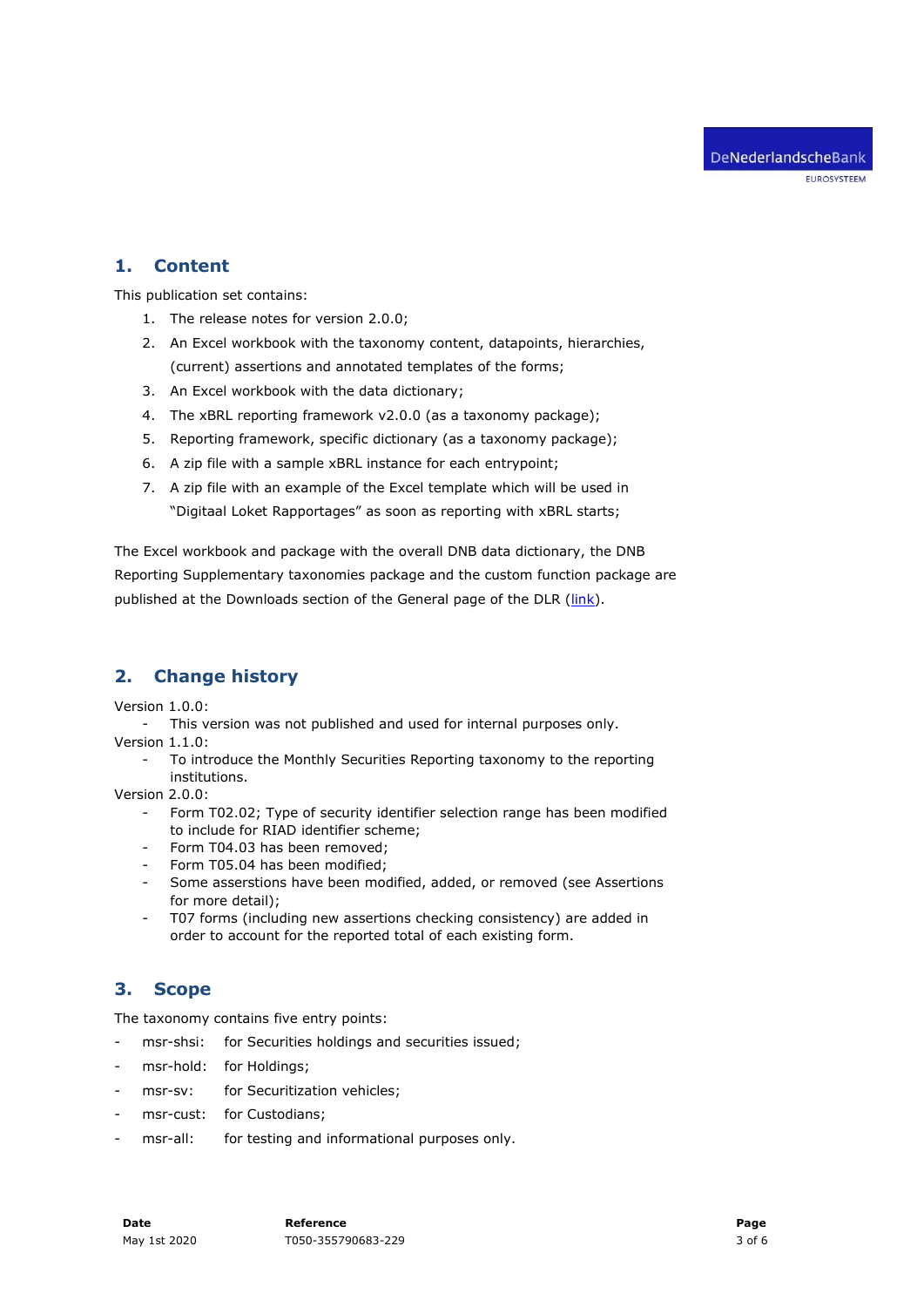## 1. Content

This publication set contains:

1. The release notes for version 2.0.0;
2. An Excel workbook with the taxonomy content, datapoints, hierarchies, (current) assertions and annotated templates of the forms;
3. An Excel workbook with the data dictionary;
4. The xBRL reporting framework v2.0.0 (as a taxonomy package);
5. Reporting framework, specific dictionary (as a taxonomy package);
6. A zip file with a sample xBRL instance for each entrypoint;
7. A zip file with an example of the Excel template which will be used in "Digitaal Loket Rapportages" as soon as reporting with xBRL starts;

The Excel workbook and package with the overall DNB data dictionary, the DNB Reporting Supplementary taxonomies package and the custom function package are published at the Downloads section of the General page of the DLR (link).

## 2. Change history

Version 1.0.0:

- This version was not published and used for internal purposes only.

Version 1.1.0:

- To introduce the Monthly Securities Reporting taxonomy to the reporting institutions.

Version 2.0.0:

- Form T02.02; Type of security identifier selection range has been modified to include for RIAD identifier scheme;
- Form T04.03 has been removed;
- Form T05.04 has been modified;
- Some asserstions have been modified, added, or removed (see Assertions for more detail);
- T07 forms (including new assertions checking consistency) are added in order to account for the reported total of each existing form.

## 3. Scope

The taxonomy contains five entry points:

- msr-shsi: for Securities holdings and securities issued;
- msr-hold: for Holdings;
- msr-sv: for Securitization vehicles;
- msr-cust: for Custodians;
- msr-all: for testing and informational purposes only.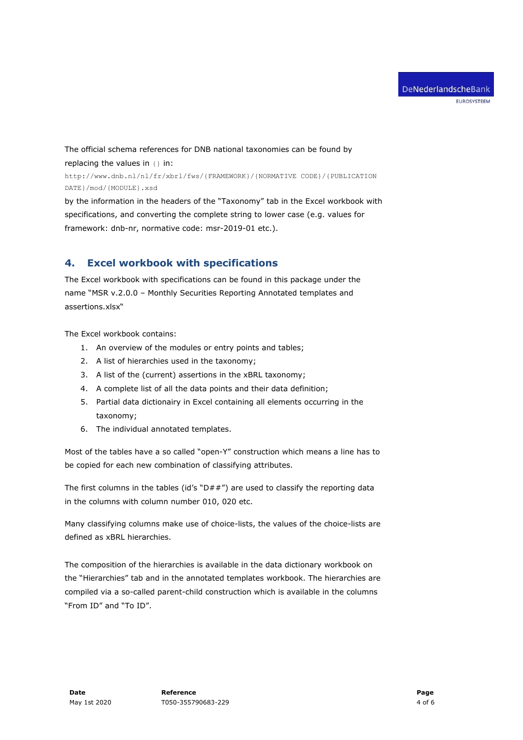The official schema references for DNB national taxonomies can be found by replacing the values in `{}` in:

`http://www.dnb.nl/nl/fr/xbrl/fws/{FRAMEWORK}/{NORMATIVE CODE}/{PUBLICATION DATE}/mod/{MODULE}.xsd`

by the information in the headers of the "Taxonomy" tab in the Excel workbook with specifications, and converting the complete string to lower case (e.g. values for framework: dnb-nr, normative code: msr-2019-01 etc.).

## 4. Excel workbook with specifications

The Excel workbook with specifications can be found in this package under the name "MSR v.2.0.0 – Monthly Securities Reporting Annotated templates and assertions.xlsx"

The Excel workbook contains:

1. An overview of the modules or entry points and tables;
2. A list of hierarchies used in the taxonomy;
3. A list of the (current) assertions in the xBRL taxonomy;
4. A complete list of all the data points and their data definition;
5. Partial data dictionairy in Excel containing all elements occurring in the taxonomy;
6. The individual annotated templates.

Most of the tables have a so called "open-Y" construction which means a line has to be copied for each new combination of classifying attributes.

The first columns in the tables (id's "D##") are used to classify the reporting data in the columns with column number 010, 020 etc.

Many classifying columns make use of choice-lists, the values of the choice-lists are defined as xBRL hierarchies.

The composition of the hierarchies is available in the data dictionary workbook on the "Hierarchies" tab and in the annotated templates workbook. The hierarchies are compiled via a so-called parent-child construction which is available in the columns "From ID" and "To ID".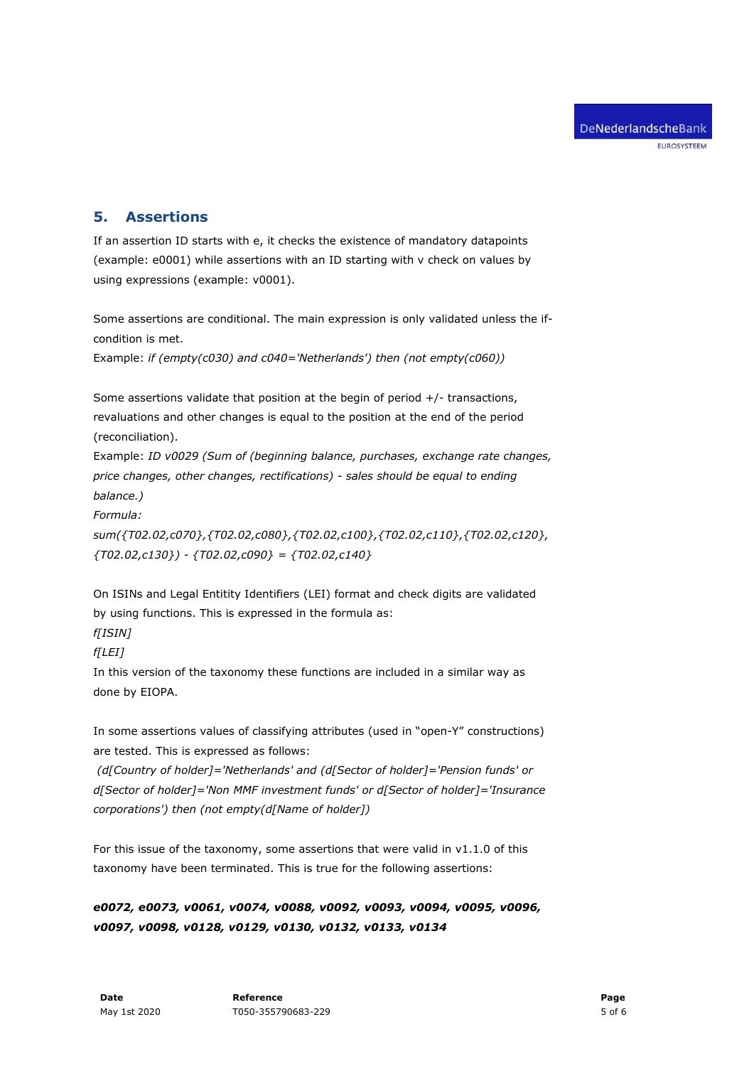## 5. Assertions

If an assertion ID starts with e, it checks the existence of mandatory datapoints (example: e0001) while assertions with an ID starting with v check on values by using expressions (example: v0001).

Some assertions are conditional. The main expression is only validated unless the if-condition is met.
Example: *if (empty(c030) and c040='Netherlands') then (not empty(c060))*

Some assertions validate that position at the begin of period +/- transactions, revaluations and other changes is equal to the position at the end of the period (reconciliation).
Example: *ID v0029 (Sum of (beginning balance, purchases, exchange rate changes, price changes, other changes, rectifications) - sales should be equal to ending balance.)*
*Formula:*
*sum({T02.02,c070},{T02.02,c080},{T02.02,c100},{T02.02,c110},{T02.02,c120},{T02.02,c130}) - {T02.02,c090} = {T02.02,c140}*

On ISINs and Legal Entitity Identifiers (LEI) format and check digits are validated by using functions. This is expressed in the formula as:
*f[ISIN]*
*f[LEI]*
In this version of the taxonomy these functions are included in a similar way as done by EIOPA.

In some assertions values of classifying attributes (used in "open-Y" constructions) are tested. This is expressed as follows:
*(d[Country of holder]='Netherlands' and (d[Sector of holder]='Pension funds' or d[Sector of holder]='Non MMF investment funds' or d[Sector of holder]='Insurance corporations') then (not empty(d[Name of holder])*

For this issue of the taxonomy, some assertions that were valid in v1.1.0 of this taxonomy have been terminated. This is true for the following assertions:

***e0072, e0073, v0061, v0074, v0088, v0092, v0093, v0094, v0095, v0096, v0097, v0098, v0128, v0129, v0130, v0132, v0133, v0134***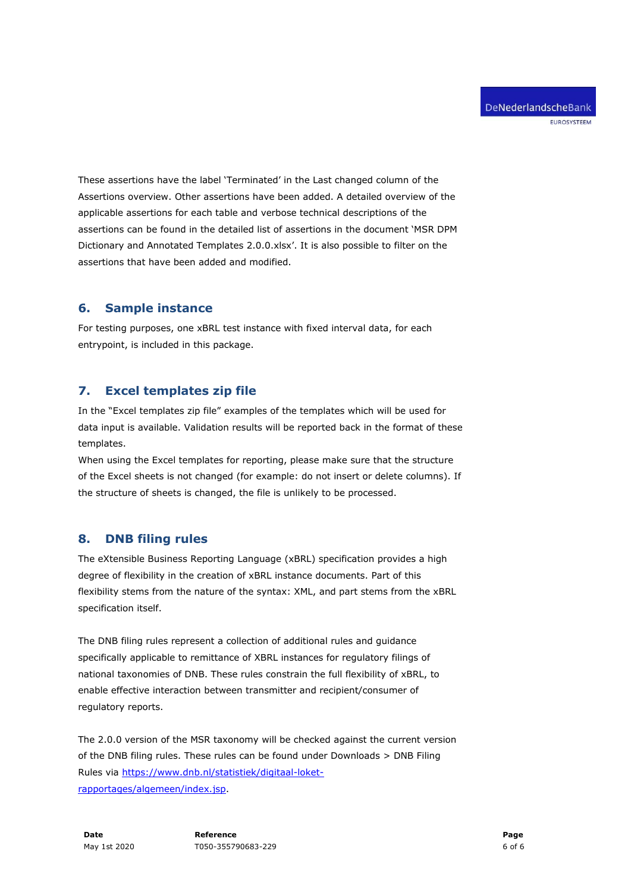These assertions have the label 'Terminated' in the Last changed column of the Assertions overview. Other assertions have been added. A detailed overview of the applicable assertions for each table and verbose technical descriptions of the assertions can be found in the detailed list of assertions in the document 'MSR DPM Dictionary and Annotated Templates 2.0.0.xlsx'. It is also possible to filter on the assertions that have been added and modified.

## 6. Sample instance

For testing purposes, one xBRL test instance with fixed interval data, for each entrypoint, is included in this package.

## 7. Excel templates zip file

In the "Excel templates zip file" examples of the templates which will be used for data input is available. Validation results will be reported back in the format of these templates.
When using the Excel templates for reporting, please make sure that the structure of the Excel sheets is not changed (for example: do not insert or delete columns). If the structure of sheets is changed, the file is unlikely to be processed.

## 8. DNB filing rules

The eXtensible Business Reporting Language (xBRL) specification provides a high degree of flexibility in the creation of xBRL instance documents. Part of this flexibility stems from the nature of the syntax: XML, and part stems from the xBRL specification itself.

The DNB filing rules represent a collection of additional rules and guidance specifically applicable to remittance of XBRL instances for regulatory filings of national taxonomies of DNB. These rules constrain the full flexibility of xBRL, to enable effective interaction between transmitter and recipient/consumer of regulatory reports.

The 2.0.0 version of the MSR taxonomy will be checked against the current version of the DNB filing rules. These rules can be found under Downloads > DNB Filing Rules via [https://www.dnb.nl/statistiek/digitaal-loket-rapportages/algemeen/index.jsp](https://www.dnb.nl/statistiek/digitaal-loket-rapportages/algemeen/index.jsp).